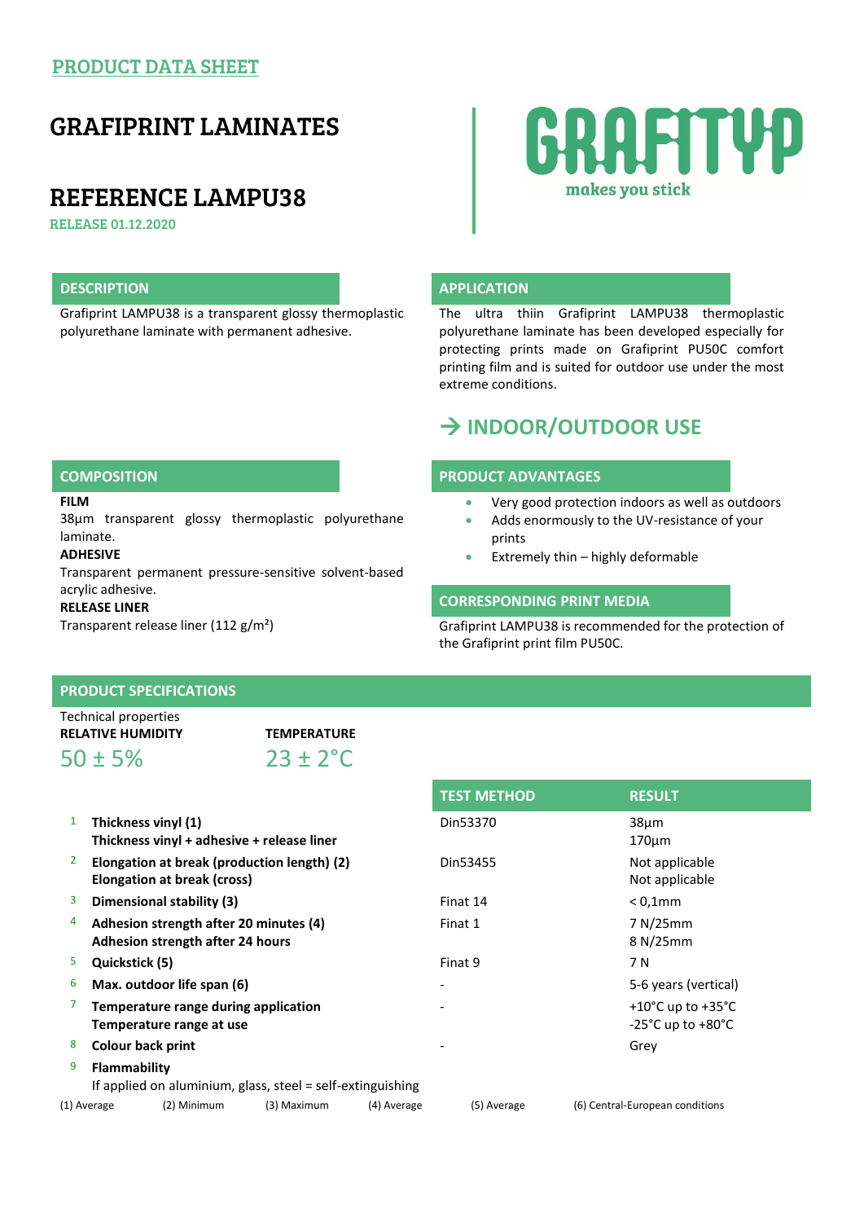PRODUCT DATA SHEET

# GRAFIPRINT LAMINATES

# REFERENCE LAMPU38

RELEASE 01.12.2020

GRAFITYP
makes you stick

## DESCRIPTION

Grafiprint LAMPU38 is a transparent glossy thermoplastic polyurethane laminate with permanent adhesive.

## APPLICATION

The ultra thiin Grafiprint LAMPU38 thermoplastic polyurethane laminate has been developed especially for protecting prints made on Grafiprint PU50C comfort printing film and is suited for outdoor use under the most extreme conditions.

## → INDOOR/OUTDOOR USE

## COMPOSITION

**FILM**

38µm transparent glossy thermoplastic polyurethane laminate.

**ADHESIVE**

Transparent permanent pressure-sensitive solvent-based acrylic adhesive.

**RELEASE LINER**

Transparent release liner (112 g/m²)

## PRODUCT ADVANTAGES

- Very good protection indoors as well as outdoors
- Adds enormously to the UV-resistance of your prints
- Extremely thin – highly deformable

## CORRESPONDING PRINT MEDIA

Grafiprint LAMPU38 is recommended for the protection of the Grafiprint print film PU50C.

## PRODUCT SPECIFICATIONS

Technical properties

| RELATIVE HUMIDITY | TEMPERATURE |
|---|---|
| 50 ± 5% | 23 ± 2°C |

| | | TEST METHOD | RESULT |
|---|---|---|---|
| 1 | **Thickness vinyl (1)**<br>**Thickness vinyl + adhesive + release liner** | Din53370 | 38µm<br>170µm |
| 2 | **Elongation at break (production length) (2)**<br>**Elongation at break (cross)** | Din53455 | Not applicable<br>Not applicable |
| 3 | **Dimensional stability (3)** | Finat 14 | < 0,1mm |
| 4 | **Adhesion strength after 20 minutes (4)**<br>**Adhesion strength after 24 hours** | Finat 1 | 7 N/25mm<br>8 N/25mm |
| 5 | **Quickstick (5)** | Finat 9 | 7 N |
| 6 | **Max. outdoor life span (6)** | - | 5-6 years (vertical) |
| 7 | **Temperature range during application**<br>**Temperature range at use** | - | +10°C up to +35°C<br>-25°C up to +80°C |
| 8 | **Colour back print** | - | Grey |
| 9 | **Flammability**<br>If applied on aluminium, glass, steel = self-extinguishing | | |

(1) Average (2) Minimum (3) Maximum (4) Average (5) Average (6) Central-European conditions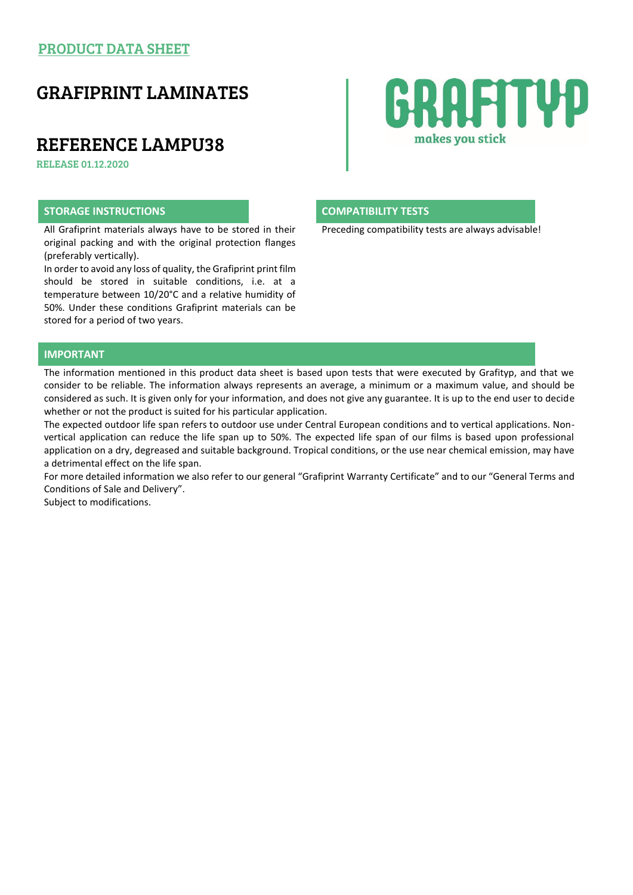PRODUCT DATA SHEET

# GRAFIPRINT LAMINATES

# REFERENCE LAMPU38

RELEASE 01.12.2020

GRAFITYP makes you stick

## STORAGE INSTRUCTIONS

All Grafiprint materials always have to be stored in their original packing and with the original protection flanges (preferably vertically).

In order to avoid any loss of quality, the Grafiprint print film should be stored in suitable conditions, i.e. at a temperature between 10/20°C and a relative humidity of 50%. Under these conditions Grafiprint materials can be stored for a period of two years.

## COMPATIBILITY TESTS

Preceding compatibility tests are always advisable!

## IMPORTANT

The information mentioned in this product data sheet is based upon tests that were executed by Grafityp, and that we consider to be reliable. The information always represents an average, a minimum or a maximum value, and should be considered as such. It is given only for your information, and does not give any guarantee. It is up to the end user to decide whether or not the product is suited for his particular application.

The expected outdoor life span refers to outdoor use under Central European conditions and to vertical applications. Non-vertical application can reduce the life span up to 50%. The expected life span of our films is based upon professional application on a dry, degreased and suitable background. Tropical conditions, or the use near chemical emission, may have a detrimental effect on the life span.

For more detailed information we also refer to our general “Grafiprint Warranty Certificate” and to our “General Terms and Conditions of Sale and Delivery”.

Subject to modifications.